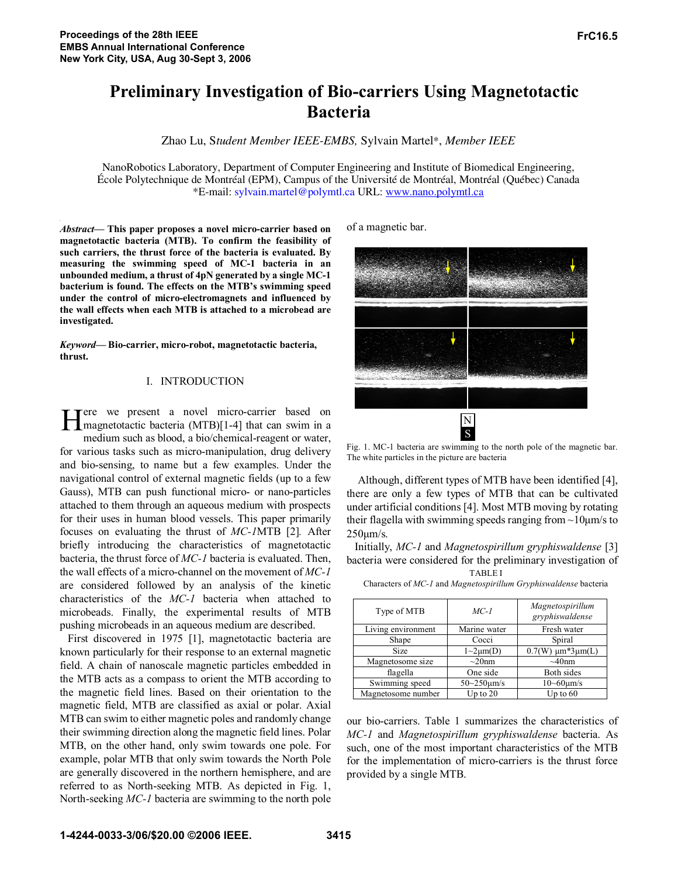# Preliminary Investigation of Bio-carriers Using Magnetotactic Bacteria

Zhao Lu, *Student Member IEEE-EMBS,* Sylvain Martel*, *Member IEEE*

NanoRobotics Laboratory, Department of Computer Engineering and Institute of Biomedical Engineering, École Polytechnique de Montréal (EPM), Campus of the Université de Montréal, Montréal (Québec) Canada
*E-mail: sylvain.martel@polymtl.ca URL: www.nano.polymtl.ca

***Abstract*— This paper proposes a novel micro-carrier based on magnetotactic bacteria (MTB). To confirm the feasibility of such carriers, the thrust force of the bacteria is evaluated. By measuring the swimming speed of MC-1 bacteria in an unbounded medium, a thrust of 4pN generated by a single MC-1 bacterium is found. The effects on the MTB's swimming speed under the control of micro-electromagnets and influenced by the wall effects when each MTB is attached to a microbead are investigated.**

***Keyword*— Bio-carrier, micro-robot, magnetotactic bacteria, thrust.**

## I. INTRODUCTION

Here we present a novel micro-carrier based on magnetotactic bacteria (MTB)[1-4] that can swim in a medium such as blood, a bio/chemical-reagent or water, for various tasks such as micro-manipulation, drug delivery and bio-sensing, to name but a few examples. Under the navigational control of external magnetic fields (up to a few Gauss), MTB can push functional micro- or nano-particles attached to them through an aqueous medium with prospects for their uses in human blood vessels. This paper primarily focuses on evaluating the thrust of *MC-1*MTB [2]. After briefly introducing the characteristics of magnetotactic bacteria, the thrust force of *MC-1* bacteria is evaluated. Then, the wall effects of a micro-channel on the movement of *MC-1* are considered followed by an analysis of the kinetic characteristics of the *MC-1* bacteria when attached to microbeads. Finally, the experimental results of MTB pushing microbeads in an aqueous medium are described.

First discovered in 1975 [1], magnetotactic bacteria are known particularly for their response to an external magnetic field. A chain of nanoscale magnetic particles embedded in the MTB acts as a compass to orient the MTB according to the magnetic field lines. Based on their orientation to the magnetic field, MTB are classified as axial or polar. Axial MTB can swim to either magnetic poles and randomly change their swimming direction along the magnetic field lines. Polar MTB, on the other hand, only swim towards one pole. For example, polar MTB that only swim towards the North Pole are generally discovered in the northern hemisphere, and are referred to as North-seeking MTB. As depicted in Fig. 1, North-seeking *MC-1* bacteria are swimming to the north pole of a magnetic bar.

Fig. 1. MC-1 bacteria are swimming to the north pole of the magnetic bar. The white particles in the picture are bacteria

Although, different types of MTB have been identified [4], there are only a few types of MTB that can be cultivated under artificial conditions [4]. Most MTB moving by rotating their flagella with swimming speeds ranging from ~10μm/s to 250μm/s.

Initially, *MC-1* and *Magnetospirillum gryphiswaldense* [3] bacteria were considered for the preliminary investigation of our bio-carriers. Table 1 summarizes the characteristics of *MC-1* and *Magnetospirillum gryphiswaldense* bacteria. As such, one of the most important characteristics of the MTB for the implementation of micro-carriers is the thrust force provided by a single MTB.

TABLE I
Characters of *MC-1* and *Magnetospirillum Gryphiswaldense* bacteria

| Type of MTB | *MC-1* | *Magnetospirillum gryphiswaldense* |
|---|---|---|
| Living environment | Marine water | Fresh water |
| Shape | Cocci | Spiral |
| Size | 1~2μm(D) | 0.7(W) μm*3μm(L) |
| Magnetosome size | ~20nm | ~40nm |
| flagella | One side | Both sides |
| Swimming speed | 50~250μm/s | 10~60μm/s |
| Magnetosome number | Up to 20 | Up to 60 |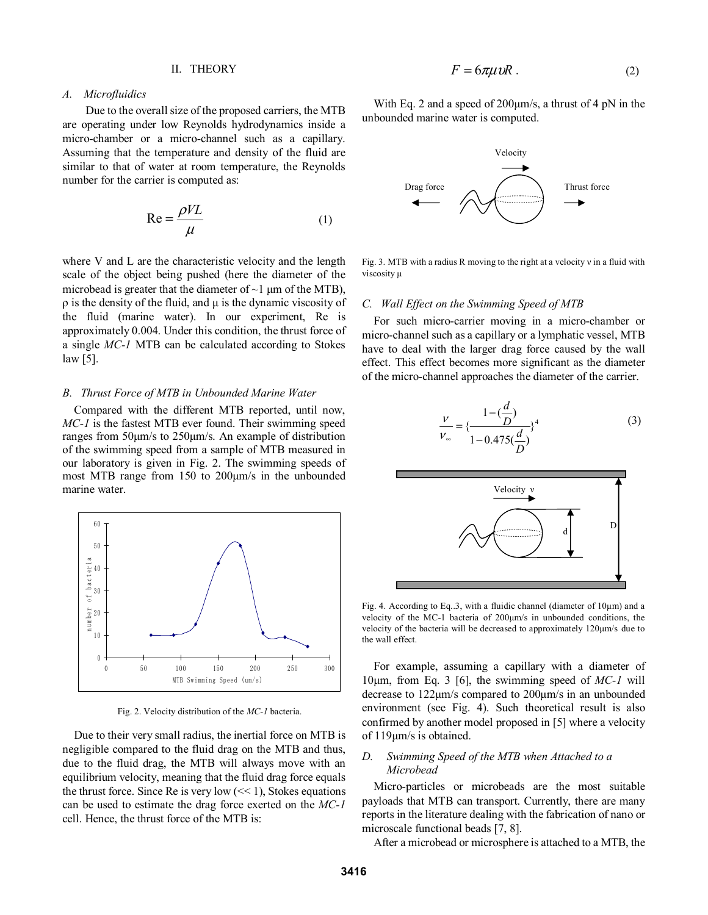## II. THEORY

### A. Microfluidics

Due to the overall size of the proposed carriers, the MTB are operating under low Reynolds hydrodynamics inside a micro-chamber or a micro-channel such as a capillary. Assuming that the temperature and density of the fluid are similar to that of water at room temperature, the Reynolds number for the carrier is computed as:

$$\mathrm{Re} = \frac{\rho V L}{\mu} \tag{1}$$

where V and L are the characteristic velocity and the length scale of the object being pushed (here the diameter of the microbead is greater that the diameter of ~1 μm of the MTB), ρ is the density of the fluid, and μ is the dynamic viscosity of the fluid (marine water). In our experiment, Re is approximately 0.004. Under this condition, the thrust force of a single *MC-1* MTB can be calculated according to Stokes law [5].

### B. Thrust Force of MTB in Unbounded Marine Water

Compared with the different MTB reported, until now, *MC-1* is the fastest MTB ever found. Their swimming speed ranges from 50μm/s to 250μm/s. An example of distribution of the swimming speed from a sample of MTB measured in our laboratory is given in Fig. 2. The swimming speeds of most MTB range from 150 to 200μm/s in the unbounded marine water.

Fig. 2. Velocity distribution of the *MC-1* bacteria.

Due to their very small radius, the inertial force on MTB is negligible compared to the fluid drag on the MTB and thus, due to the fluid drag, the MTB will always move with an equilibrium velocity, meaning that the fluid drag force equals the thrust force. Since Re is very low (<< 1), Stokes equations can be used to estimate the drag force exerted on the *MC-1* cell. Hence, the thrust force of the MTB is:

$$F = 6\pi\mu v R \,. \tag{2}$$

With Eq. 2 and a speed of 200μm/s, a thrust of 4 pN in the unbounded marine water is computed.

Fig. 3. MTB with a radius R moving to the right at a velocity ν in a fluid with viscosity μ

### C. Wall Effect on the Swimming Speed of MTB

For such micro-carrier moving in a micro-chamber or micro-channel such as a capillary or a lymphatic vessel, MTB have to deal with the larger drag force caused by the wall effect. This effect becomes more significant as the diameter of the micro-channel approaches the diameter of the carrier.

$$\frac{v}{v_\infty} = \left\{\frac{1-(\frac{d}{D})}{1-0.475(\frac{d}{D})}\right\}^4 \tag{3}$$

Fig. 4. According to Eq..3, with a fluidic channel (diameter of 10μm) and a velocity of the MC-1 bacteria of 200μm/s in unbounded conditions, the velocity of the bacteria will be decreased to approximately 120μm/s due to the wall effect.

For example, assuming a capillary with a diameter of 10μm, from Eq. 3 [6], the swimming speed of *MC-1* will decrease to 122μm/s compared to 200μm/s in an unbounded environment (see Fig. 4). Such theoretical result is also confirmed by another model proposed in [5] where a velocity of 119μm/s is obtained.

### D. Swimming Speed of the MTB when Attached to a Microbead

Micro-particles or microbeads are the most suitable payloads that MTB can transport. Currently, there are many reports in the literature dealing with the fabrication of nano or microscale functional beads [7, 8].

After a microbead or microsphere is attached to a MTB, the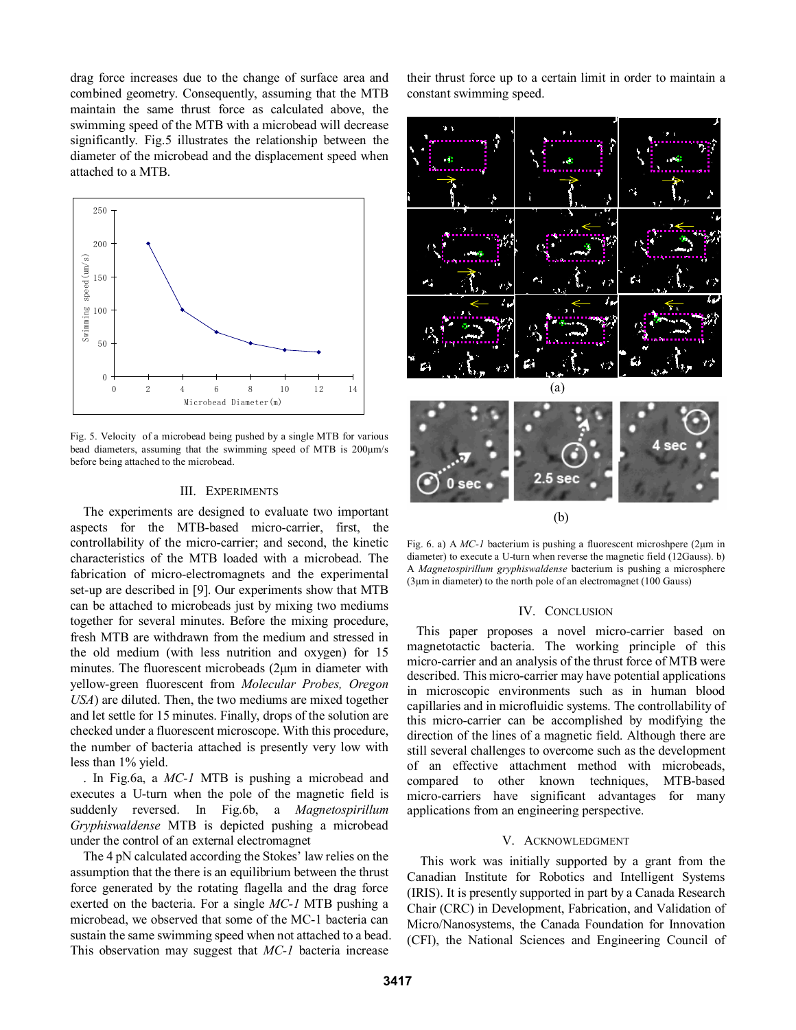drag force increases due to the change of surface area and combined geometry. Consequently, assuming that the MTB maintain the same thrust force as calculated above, the swimming speed of the MTB with a microbead will decrease significantly. Fig.5 illustrates the relationship between the diameter of the microbead and the displacement speed when attached to a MTB.

Fig. 5. Velocity of a microbead being pushed by a single MTB for various bead diameters, assuming that the swimming speed of MTB is 200μm/s before being attached to the microbead.

## III. Experiments

The experiments are designed to evaluate two important aspects for the MTB-based micro-carrier, first, the controllability of the micro-carrier; and second, the kinetic characteristics of the MTB loaded with a microbead. The fabrication of micro-electromagnets and the experimental set-up are described in [9]. Our experiments show that MTB can be attached to microbeads just by mixing two mediums together for several minutes. Before the mixing procedure, fresh MTB are withdrawn from the medium and stressed in the old medium (with less nutrition and oxygen) for 15 minutes. The fluorescent microbeads (2μm in diameter with yellow-green fluorescent from *Molecular Probes, Oregon USA*) are diluted. Then, the two mediums are mixed together and let settle for 15 minutes. Finally, drops of the solution are checked under a fluorescent microscope. With this procedure, the number of bacteria attached is presently very low with less than 1% yield.

. In Fig.6a, a *MC-1* MTB is pushing a microbead and executes a U-turn when the pole of the magnetic field is suddenly reversed. In Fig.6b, a *Magnetospirillum Gryphiswaldense* MTB is depicted pushing a microbead under the control of an external electromagnet

The 4 pN calculated according the Stokes' law relies on the assumption that the there is an equilibrium between the thrust force generated by the rotating flagella and the drag force exerted on the bacteria. For a single *MC-1* MTB pushing a microbead, we observed that some of the MC-1 bacteria can sustain the same swimming speed when not attached to a bead. This observation may suggest that *MC-1* bacteria increase their thrust force up to a certain limit in order to maintain a constant swimming speed.

Fig. 6. a) A *MC-1* bacterium is pushing a fluorescent microshpere (2μm in diameter) to execute a U-turn when reverse the magnetic field (12Gauss). b) A *Magnetospirillum gryphiswaldense* bacterium is pushing a microsphere (3μm in diameter) to the north pole of an electromagnet (100 Gauss)

## IV. Conclusion

This paper proposes a novel micro-carrier based on magnetotactic bacteria. The working principle of this micro-carrier and an analysis of the thrust force of MTB were described. This micro-carrier may have potential applications in microscopic environments such as in human blood capillaries and in microfluidic systems. The controllability of this micro-carrier can be accomplished by modifying the direction of the lines of a magnetic field. Although there are still several challenges to overcome such as the development of an effective attachment method with microbeads, compared to other known techniques, MTB-based micro-carriers have significant advantages for many applications from an engineering perspective.

## V. Acknowledgment

This work was initially supported by a grant from the Canadian Institute for Robotics and Intelligent Systems (IRIS). It is presently supported in part by a Canada Research Chair (CRC) in Development, Fabrication, and Validation of Micro/Nanosystems, the Canada Foundation for Innovation (CFI), the National Sciences and Engineering Council of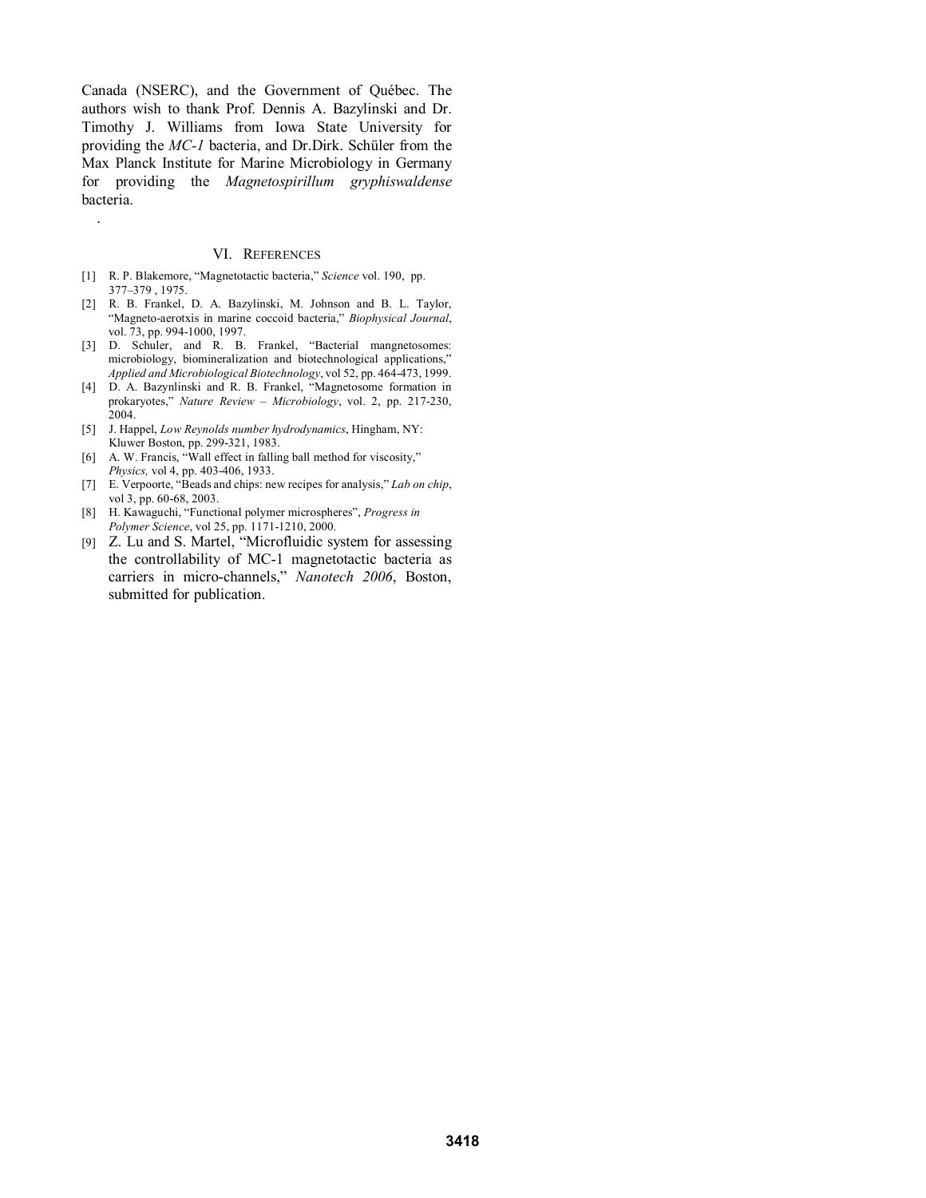Canada (NSERC), and the Government of Québec. The authors wish to thank Prof. Dennis A. Bazylinski and Dr. Timothy J. Williams from Iowa State University for providing the *MC-1* bacteria, and Dr.Dirk. Schüler from the Max Planck Institute for Marine Microbiology in Germany for providing the *Magnetospirillum gryphiswaldense* bacteria.

.

## VI. References

[1] R. P. Blakemore, "Magnetotactic bacteria," *Science* vol. 190, pp. 377–379 , 1975.

[2] R. B. Frankel, D. A. Bazylinski, M. Johnson and B. L. Taylor, "Magneto-aerotxis in marine coccoid bacteria," *Biophysical Journal*, vol. 73, pp. 994-1000, 1997.

[3] D. Schuler, and R. B. Frankel, "Bacterial mangnetosomes: microbiology, biomineralization and biotechnological applications," *Applied and Microbiological Biotechnology*, vol 52, pp. 464-473, 1999.

[4] D. A. Bazynlinski and R. B. Frankel, "Magnetosome formation in prokaryotes," *Nature Review – Microbiology*, vol. 2, pp. 217-230, 2004.

[5] J. Happel, *Low Reynolds number hydrodynamics*, Hingham, NY: Kluwer Boston, pp. 299-321, 1983.

[6] A. W. Francis, "Wall effect in falling ball method for viscosity," *Physics,* vol 4, pp. 403-406, 1933.

[7] E. Verpoorte, "Beads and chips: new recipes for analysis," *Lab on chip*, vol 3, pp. 60-68, 2003.

[8] H. Kawaguchi, "Functional polymer microspheres", *Progress in Polymer Science*, vol 25, pp. 1171-1210, 2000.

[9] Z. Lu and S. Martel, "Microfluidic system for assessing the controllability of MC-1 magnetotactic bacteria as carriers in micro-channels," *Nanotech 2006*, Boston, submitted for publication.